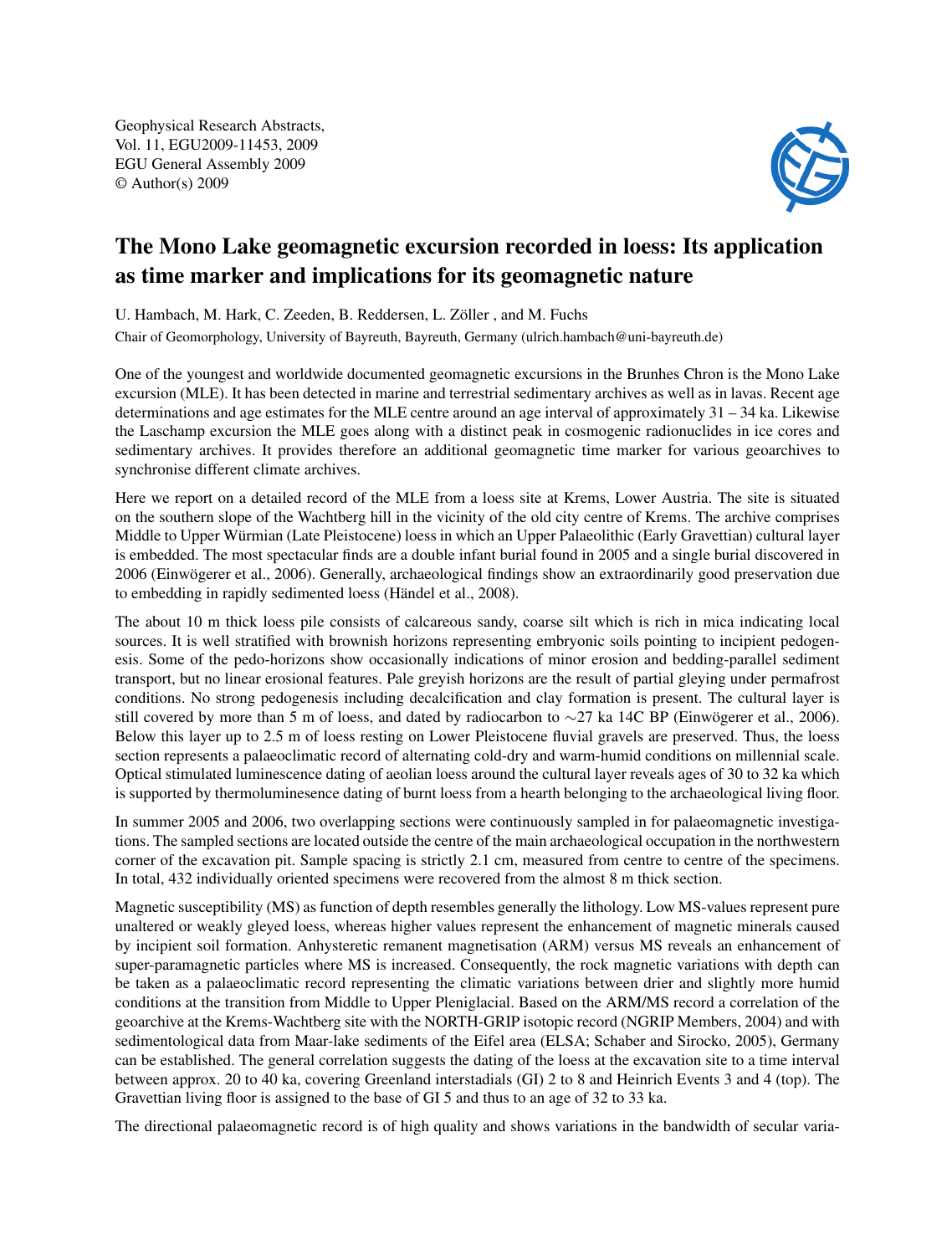Geophysical Research Abstracts,
Vol. 11, EGU2009-11453, 2009
EGU General Assembly 2009
© Author(s) 2009

# The Mono Lake geomagnetic excursion recorded in loess: Its application as time marker and implications for its geomagnetic nature

U. Hambach, M. Hark, C. Zeeden, B. Reddersen, L. Zöller , and M. Fuchs

Chair of Geomorphology, University of Bayreuth, Bayreuth, Germany (ulrich.hambach@uni-bayreuth.de)

One of the youngest and worldwide documented geomagnetic excursions in the Brunhes Chron is the Mono Lake excursion (MLE). It has been detected in marine and terrestrial sedimentary archives as well as in lavas. Recent age determinations and age estimates for the MLE centre around an age interval of approximately 31 – 34 ka. Likewise the Laschamp excursion the MLE goes along with a distinct peak in cosmogenic radionuclides in ice cores and sedimentary archives. It provides therefore an additional geomagnetic time marker for various geoarchives to synchronise different climate archives.

Here we report on a detailed record of the MLE from a loess site at Krems, Lower Austria. The site is situated on the southern slope of the Wachtberg hill in the vicinity of the old city centre of Krems. The archive comprises Middle to Upper Würmian (Late Pleistocene) loess in which an Upper Palaeolithic (Early Gravettian) cultural layer is embedded. The most spectacular finds are a double infant burial found in 2005 and a single burial discovered in 2006 (Einwögerer et al., 2006). Generally, archaeological findings show an extraordinarily good preservation due to embedding in rapidly sedimented loess (Händel et al., 2008).

The about 10 m thick loess pile consists of calcareous sandy, coarse silt which is rich in mica indicating local sources. It is well stratified with brownish horizons representing embryonic soils pointing to incipient pedogenesis. Some of the pedo-horizons show occasionally indications of minor erosion and bedding-parallel sediment transport, but no linear erosional features. Pale greyish horizons are the result of partial gleying under permafrost conditions. No strong pedogenesis including decalcification and clay formation is present. The cultural layer is still covered by more than 5 m of loess, and dated by radiocarbon to ∼27 ka 14C BP (Einwögerer et al., 2006). Below this layer up to 2.5 m of loess resting on Lower Pleistocene fluvial gravels are preserved. Thus, the loess section represents a palaeoclimatic record of alternating cold-dry and warm-humid conditions on millennial scale. Optical stimulated luminescence dating of aeolian loess around the cultural layer reveals ages of 30 to 32 ka which is supported by thermoluminesence dating of burnt loess from a hearth belonging to the archaeological living floor.

In summer 2005 and 2006, two overlapping sections were continuously sampled in for palaeomagnetic investigations. The sampled sections are located outside the centre of the main archaeological occupation in the northwestern corner of the excavation pit. Sample spacing is strictly 2.1 cm, measured from centre to centre of the specimens. In total, 432 individually oriented specimens were recovered from the almost 8 m thick section.

Magnetic susceptibility (MS) as function of depth resembles generally the lithology. Low MS-values represent pure unaltered or weakly gleyed loess, whereas higher values represent the enhancement of magnetic minerals caused by incipient soil formation. Anhysteretic remanent magnetisation (ARM) versus MS reveals an enhancement of super-paramagnetic particles where MS is increased. Consequently, the rock magnetic variations with depth can be taken as a palaeoclimatic record representing the climatic variations between drier and slightly more humid conditions at the transition from Middle to Upper Pleniglacial. Based on the ARM/MS record a correlation of the geoarchive at the Krems-Wachtberg site with the NORTH-GRIP isotopic record (NGRIP Members, 2004) and with sedimentological data from Maar-lake sediments of the Eifel area (ELSA; Schaber and Sirocko, 2005), Germany can be established. The general correlation suggests the dating of the loess at the excavation site to a time interval between approx. 20 to 40 ka, covering Greenland interstadials (GI) 2 to 8 and Heinrich Events 3 and 4 (top). The Gravettian living floor is assigned to the base of GI 5 and thus to an age of 32 to 33 ka.

The directional palaeomagnetic record is of high quality and shows variations in the bandwidth of secular varia-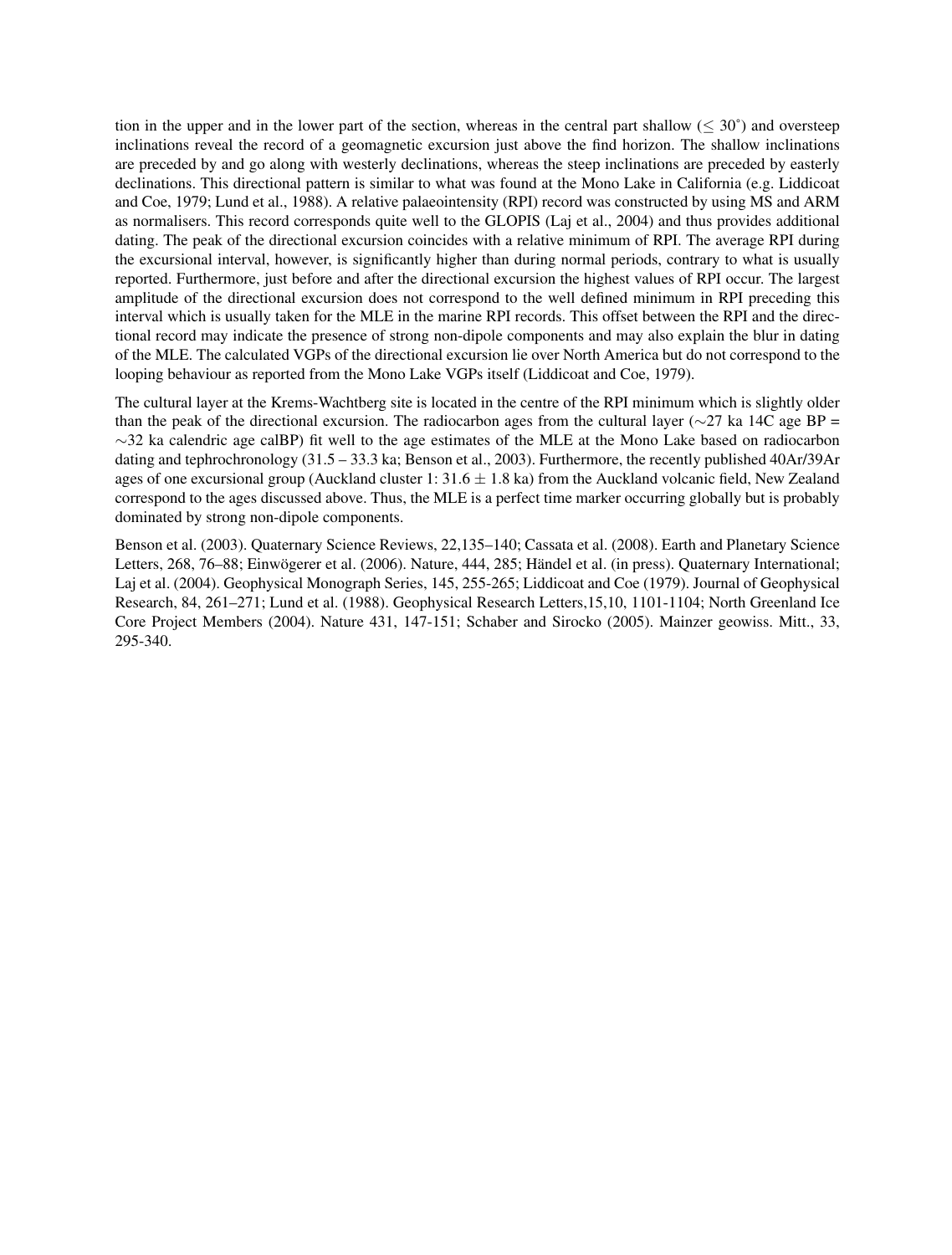tion in the upper and in the lower part of the section, whereas in the central part shallow ($\leq 30^{\circ}$) and oversteep inclinations reveal the record of a geomagnetic excursion just above the find horizon. The shallow inclinations are preceded by and go along with westerly declinations, whereas the steep inclinations are preceded by easterly declinations. This directional pattern is similar to what was found at the Mono Lake in California (e.g. Liddicoat and Coe, 1979; Lund et al., 1988). A relative palaeointensity (RPI) record was constructed by using MS and ARM as normalisers. This record corresponds quite well to the GLOPIS (Laj et al., 2004) and thus provides additional dating. The peak of the directional excursion coincides with a relative minimum of RPI. The average RPI during the excursional interval, however, is significantly higher than during normal periods, contrary to what is usually reported. Furthermore, just before and after the directional excursion the highest values of RPI occur. The largest amplitude of the directional excursion does not correspond to the well defined minimum in RPI preceding this interval which is usually taken for the MLE in the marine RPI records. This offset between the RPI and the directional record may indicate the presence of strong non-dipole components and may also explain the blur in dating of the MLE. The calculated VGPs of the directional excursion lie over North America but do not correspond to the looping behaviour as reported from the Mono Lake VGPs itself (Liddicoat and Coe, 1979).

The cultural layer at the Krems-Wachtberg site is located in the centre of the RPI minimum which is slightly older than the peak of the directional excursion. The radiocarbon ages from the cultural layer ($\sim$27 ka 14C age BP = $\sim$32 ka calendric age calBP) fit well to the age estimates of the MLE at the Mono Lake based on radiocarbon dating and tephrochronology (31.5 – 33.3 ka; Benson et al., 2003). Furthermore, the recently published 40Ar/39Ar ages of one excursional group (Auckland cluster 1: $31.6 \pm 1.8$ ka) from the Auckland volcanic field, New Zealand correspond to the ages discussed above. Thus, the MLE is a perfect time marker occurring globally but is probably dominated by strong non-dipole components.

Benson et al. (2003). Quaternary Science Reviews, 22,135–140; Cassata et al. (2008). Earth and Planetary Science Letters, 268, 76–88; Einwögerer et al. (2006). Nature, 444, 285; Händel et al. (in press). Quaternary International; Laj et al. (2004). Geophysical Monograph Series, 145, 255-265; Liddicoat and Coe (1979). Journal of Geophysical Research, 84, 261–271; Lund et al. (1988). Geophysical Research Letters,15,10, 1101-1104; North Greenland Ice Core Project Members (2004). Nature 431, 147-151; Schaber and Sirocko (2005). Mainzer geowiss. Mitt., 33, 295-340.